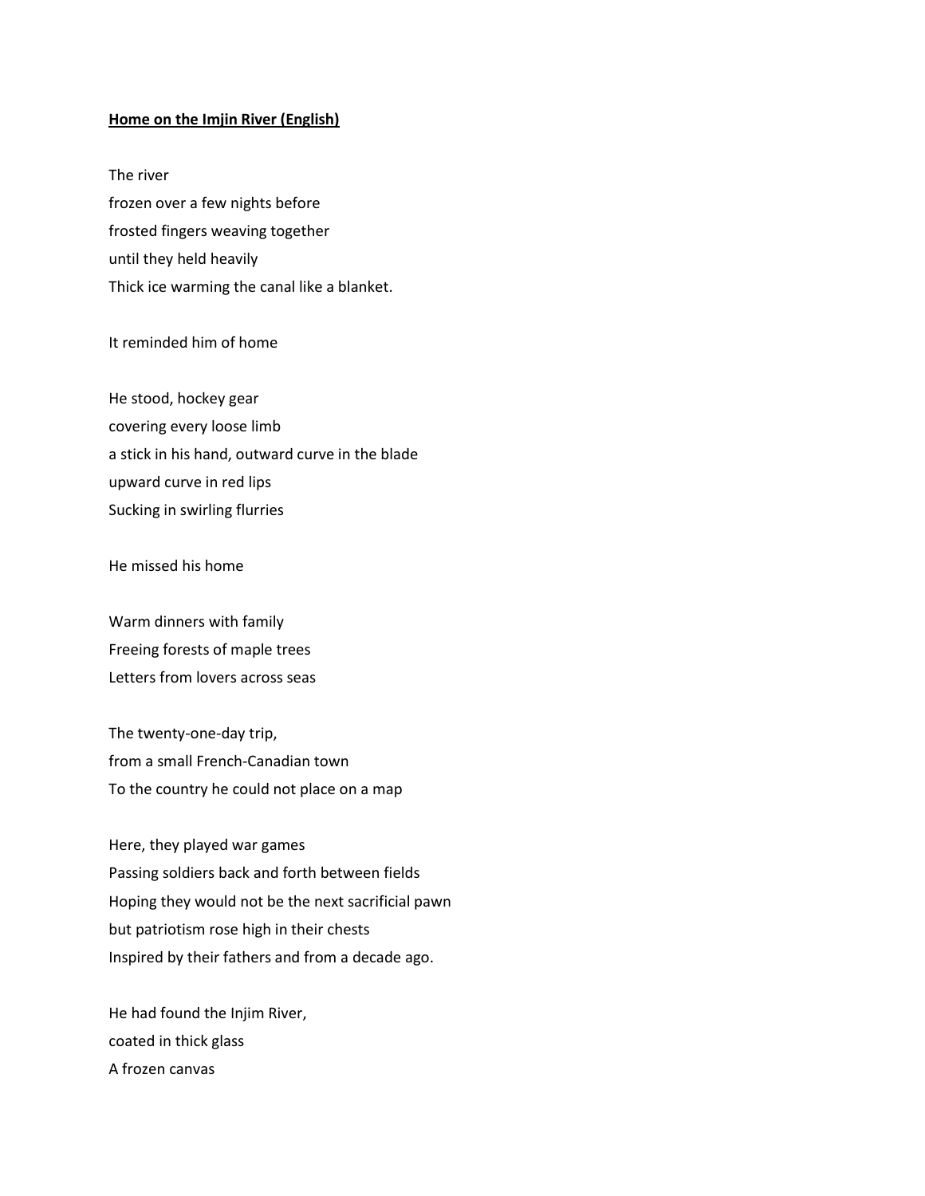**Home on the Imjin River (English)**

The river
frozen over a few nights before
frosted fingers weaving together
until they held heavily
Thick ice warming the canal like a blanket.

It reminded him of home

He stood, hockey gear
covering every loose limb
a stick in his hand, outward curve in the blade
upward curve in red lips
Sucking in swirling flurries

He missed his home

Warm dinners with family
Freeing forests of maple trees
Letters from lovers across seas

The twenty-one-day trip,
from a small French-Canadian town
To the country he could not place on a map

Here, they played war games
Passing soldiers back and forth between fields
Hoping they would not be the next sacrificial pawn
but patriotism rose high in their chests
Inspired by their fathers and from a decade ago.

He had found the Injim River,
coated in thick glass
A frozen canvas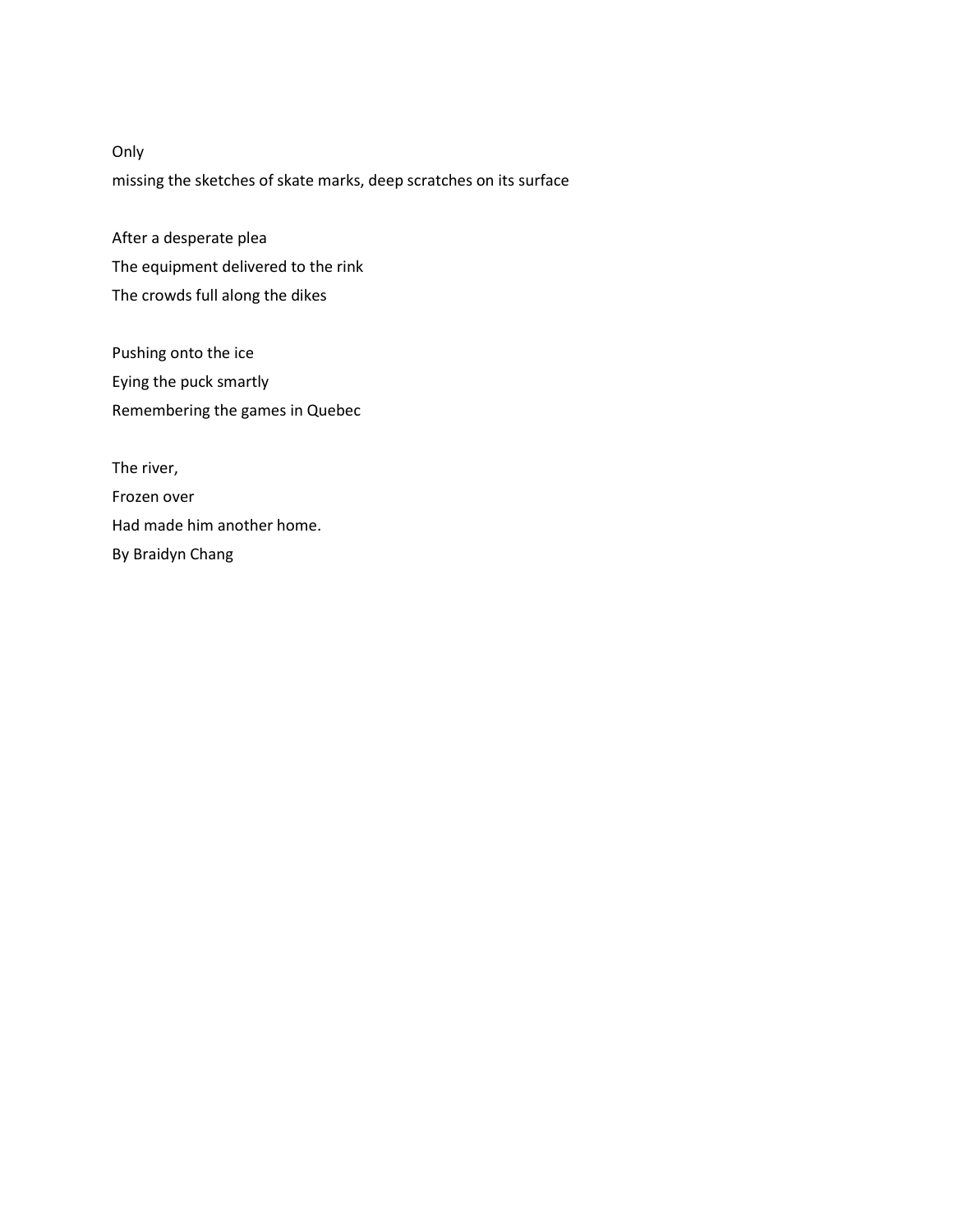Only  
missing the sketches of skate marks, deep scratches on its surface

After a desperate plea  
The equipment delivered to the rink  
The crowds full along the dikes

Pushing onto the ice  
Eying the puck smartly  
Remembering the games in Quebec

The river,  
Frozen over  
Had made him another home.  
By Braidyn Chang